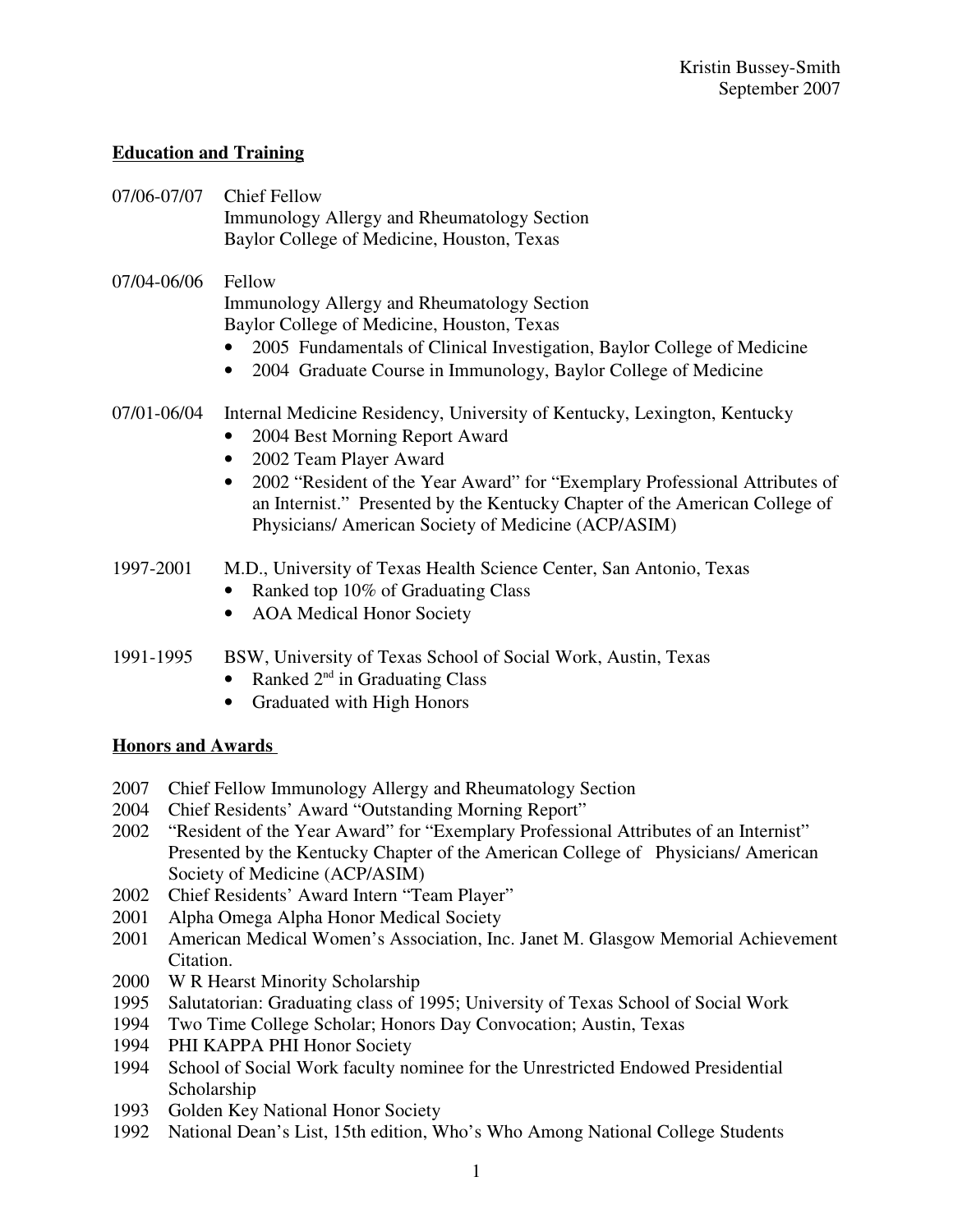Kristin Bussey-Smith
September 2007

## Education and Training

07/06-07/07 Chief Fellow
Immunology Allergy and Rheumatology Section
Baylor College of Medicine, Houston, Texas

07/04-06/06 Fellow
Immunology Allergy and Rheumatology Section
Baylor College of Medicine, Houston, Texas

- 2005 Fundamentals of Clinical Investigation, Baylor College of Medicine
- 2004 Graduate Course in Immunology, Baylor College of Medicine

07/01-06/04 Internal Medicine Residency, University of Kentucky, Lexington, Kentucky

- 2004 Best Morning Report Award
- 2002 Team Player Award
- 2002 "Resident of the Year Award" for "Exemplary Professional Attributes of an Internist." Presented by the Kentucky Chapter of the American College of Physicians/ American Society of Medicine (ACP/ASIM)

1997-2001 M.D., University of Texas Health Science Center, San Antonio, Texas

- Ranked top 10% of Graduating Class
- AOA Medical Honor Society

1991-1995 BSW, University of Texas School of Social Work, Austin, Texas

- Ranked 2nd in Graduating Class
- Graduated with High Honors

## Honors and Awards

2007 Chief Fellow Immunology Allergy and Rheumatology Section
2004 Chief Residents' Award "Outstanding Morning Report"
2002 "Resident of the Year Award" for "Exemplary Professional Attributes of an Internist" Presented by the Kentucky Chapter of the American College of Physicians/ American Society of Medicine (ACP/ASIM)
2002 Chief Residents' Award Intern "Team Player"
2001 Alpha Omega Alpha Honor Medical Society
2001 American Medical Women's Association, Inc. Janet M. Glasgow Memorial Achievement Citation.
2000 W R Hearst Minority Scholarship
1995 Salutatorian: Graduating class of 1995; University of Texas School of Social Work
1994 Two Time College Scholar; Honors Day Convocation; Austin, Texas
1994 PHI KAPPA PHI Honor Society
1994 School of Social Work faculty nominee for the Unrestricted Endowed Presidential Scholarship
1993 Golden Key National Honor Society
1992 National Dean's List, 15th edition, Who's Who Among National College Students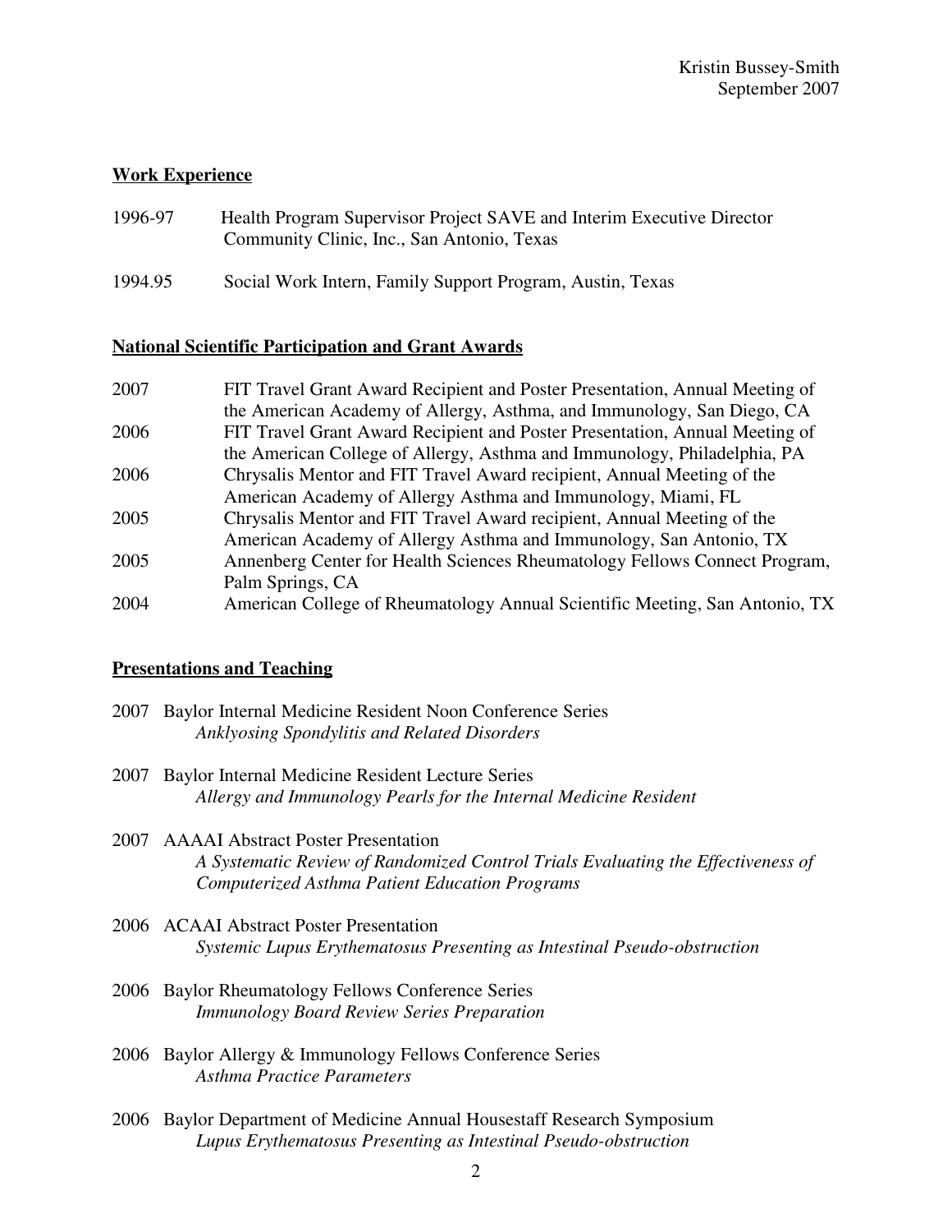## Work Experience

1996-97 Health Program Supervisor Project SAVE and Interim Executive Director Community Clinic, Inc., San Antonio, Texas

1994.95 Social Work Intern, Family Support Program, Austin, Texas

## National Scientific Participation and Grant Awards

2007 FIT Travel Grant Award Recipient and Poster Presentation, Annual Meeting of the American Academy of Allergy, Asthma, and Immunology, San Diego, CA

2006 FIT Travel Grant Award Recipient and Poster Presentation, Annual Meeting of the American College of Allergy, Asthma and Immunology, Philadelphia, PA

2006 Chrysalis Mentor and FIT Travel Award recipient, Annual Meeting of the American Academy of Allergy Asthma and Immunology, Miami, FL

2005 Chrysalis Mentor and FIT Travel Award recipient, Annual Meeting of the American Academy of Allergy Asthma and Immunology, San Antonio, TX

2005 Annenberg Center for Health Sciences Rheumatology Fellows Connect Program, Palm Springs, CA

2004 American College of Rheumatology Annual Scientific Meeting, San Antonio, TX

## Presentations and Teaching

2007 Baylor Internal Medicine Resident Noon Conference Series
*Anklyosing Spondylitis and Related Disorders*

2007 Baylor Internal Medicine Resident Lecture Series
*Allergy and Immunology Pearls for the Internal Medicine Resident*

2007 AAAAI Abstract Poster Presentation
*A Systematic Review of Randomized Control Trials Evaluating the Effectiveness of Computerized Asthma Patient Education Programs*

2006 ACAAI Abstract Poster Presentation
*Systemic Lupus Erythematosus Presenting as Intestinal Pseudo-obstruction*

2006 Baylor Rheumatology Fellows Conference Series
*Immunology Board Review Series Preparation*

2006 Baylor Allergy & Immunology Fellows Conference Series
*Asthma Practice Parameters*

2006 Baylor Department of Medicine Annual Housestaff Research Symposium
*Lupus Erythematosus Presenting as Intestinal Pseudo-obstruction*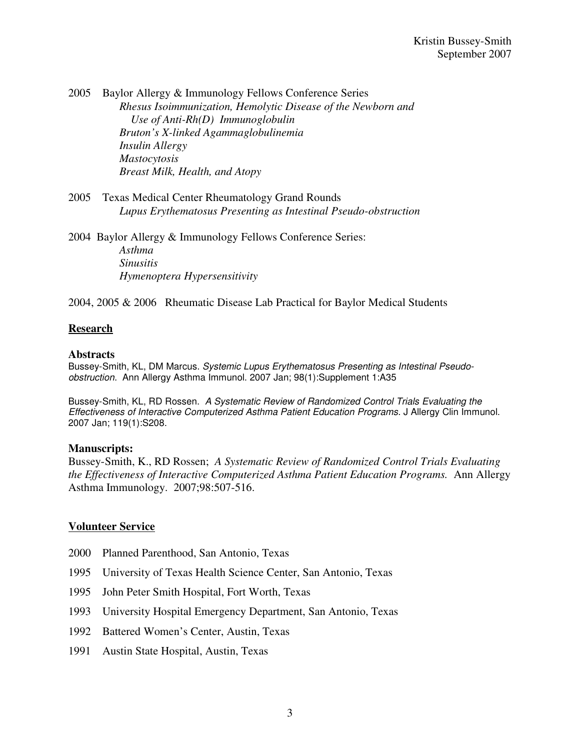2005 Baylor Allergy & Immunology Fellows Conference Series

*Rhesus Isoimmunization, Hemolytic Disease of the Newborn and Use of Anti-Rh(D) Immunoglobulin*
*Bruton's X-linked Agammaglobulinemia*
*Insulin Allergy*
*Mastocytosis*
*Breast Milk, Health, and Atopy*

2005 Texas Medical Center Rheumatology Grand Rounds

*Lupus Erythematosus Presenting as Intestinal Pseudo-obstruction*

2004 Baylor Allergy & Immunology Fellows Conference Series:

*Asthma*
*Sinusitis*
*Hymenoptera Hypersensitivity*

2004, 2005 & 2006 Rheumatic Disease Lab Practical for Baylor Medical Students

## Research

### Abstracts

Bussey-Smith, KL, DM Marcus. *Systemic Lupus Erythematosus Presenting as Intestinal Pseudo-obstruction*. Ann Allergy Asthma Immunol. 2007 Jan; 98(1):Supplement 1:A35

Bussey-Smith, KL, RD Rossen. *A Systematic Review of Randomized Control Trials Evaluating the Effectiveness of Interactive Computerized Asthma Patient Education Programs.* J Allergy Clin Immunol. 2007 Jan; 119(1):S208.

### Manuscripts:

Bussey-Smith, K., RD Rossen; *A Systematic Review of Randomized Control Trials Evaluating the Effectiveness of Interactive Computerized Asthma Patient Education Programs.* Ann Allergy Asthma Immunology. 2007;98:507-516.

## Volunteer Service

2000 Planned Parenthood, San Antonio, Texas

1995 University of Texas Health Science Center, San Antonio, Texas

1995 John Peter Smith Hospital, Fort Worth, Texas

1993 University Hospital Emergency Department, San Antonio, Texas

1992 Battered Women's Center, Austin, Texas

1991 Austin State Hospital, Austin, Texas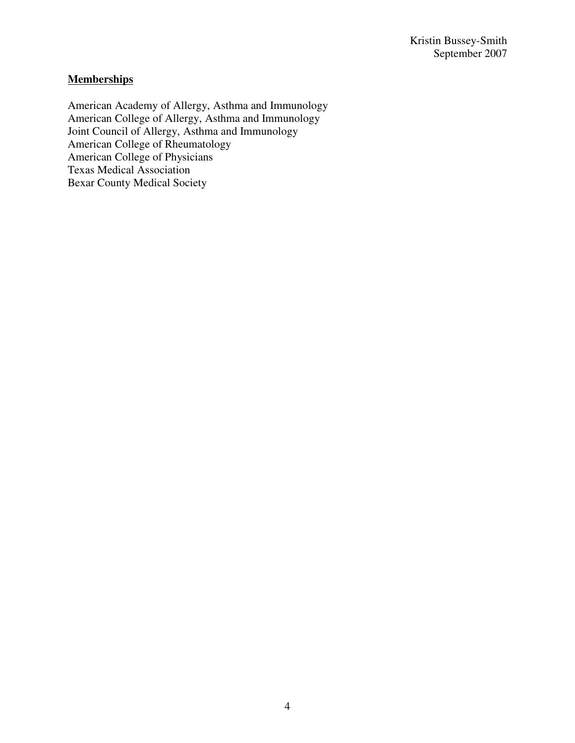**Memberships**

American Academy of Allergy, Asthma and Immunology
American College of Allergy, Asthma and Immunology
Joint Council of Allergy, Asthma and Immunology
American College of Rheumatology
American College of Physicians
Texas Medical Association
Bexar County Medical Society